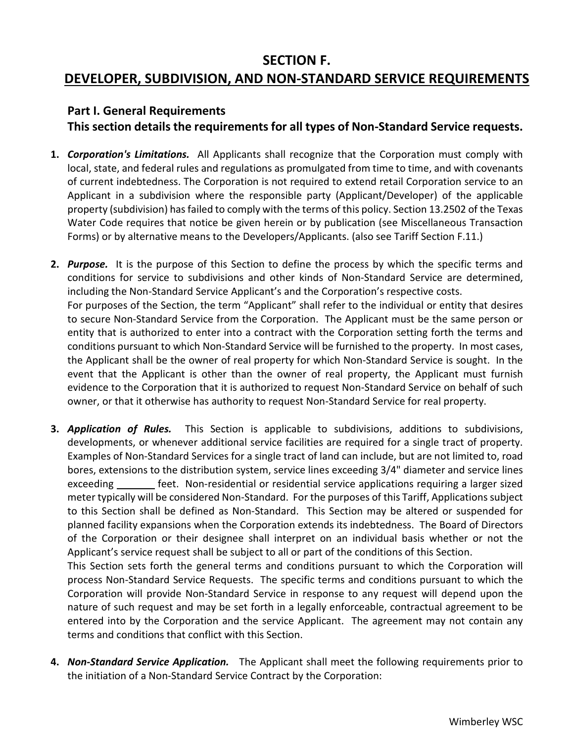# SECTION F.

# DEVELOPER, SUBDIVISION, AND NON-STANDARD SERVICE REQUIREMENTS

## Part I. General Requirements

## This section details the requirements for all types of Non-Standard Service requests.

1. ***Corporation's Limitations.*** All Applicants shall recognize that the Corporation must comply with local, state, and federal rules and regulations as promulgated from time to time, and with covenants of current indebtedness. The Corporation is not required to extend retail Corporation service to an Applicant in a subdivision where the responsible party (Applicant/Developer) of the applicable property (subdivision) has failed to comply with the terms of this policy. Section 13.2502 of the Texas Water Code requires that notice be given herein or by publication (see Miscellaneous Transaction Forms) or by alternative means to the Developers/Applicants. (also see Tariff Section F.11.)

2. ***Purpose.*** It is the purpose of this Section to define the process by which the specific terms and conditions for service to subdivisions and other kinds of Non-Standard Service are determined, including the Non-Standard Service Applicant's and the Corporation's respective costs.
   For purposes of the Section, the term "Applicant" shall refer to the individual or entity that desires to secure Non-Standard Service from the Corporation. The Applicant must be the same person or entity that is authorized to enter into a contract with the Corporation setting forth the terms and conditions pursuant to which Non-Standard Service will be furnished to the property. In most cases, the Applicant shall be the owner of real property for which Non-Standard Service is sought. In the event that the Applicant is other than the owner of real property, the Applicant must furnish evidence to the Corporation that it is authorized to request Non-Standard Service on behalf of such owner, or that it otherwise has authority to request Non-Standard Service for real property.

3. ***Application of Rules.*** This Section is applicable to subdivisions, additions to subdivisions, developments, or whenever additional service facilities are required for a single tract of property. Examples of Non-Standard Services for a single tract of land can include, but are not limited to, road bores, extensions to the distribution system, service lines exceeding 3/4" diameter and service lines exceeding _______ feet. Non-residential or residential service applications requiring a larger sized meter typically will be considered Non-Standard. For the purposes of this Tariff, Applications subject to this Section shall be defined as Non-Standard. This Section may be altered or suspended for planned facility expansions when the Corporation extends its indebtedness. The Board of Directors of the Corporation or their designee shall interpret on an individual basis whether or not the Applicant's service request shall be subject to all or part of the conditions of this Section.
   This Section sets forth the general terms and conditions pursuant to which the Corporation will process Non-Standard Service Requests. The specific terms and conditions pursuant to which the Corporation will provide Non-Standard Service in response to any request will depend upon the nature of such request and may be set forth in a legally enforceable, contractual agreement to be entered into by the Corporation and the service Applicant. The agreement may not contain any terms and conditions that conflict with this Section.

4. ***Non-Standard Service Application.*** The Applicant shall meet the following requirements prior to the initiation of a Non-Standard Service Contract by the Corporation: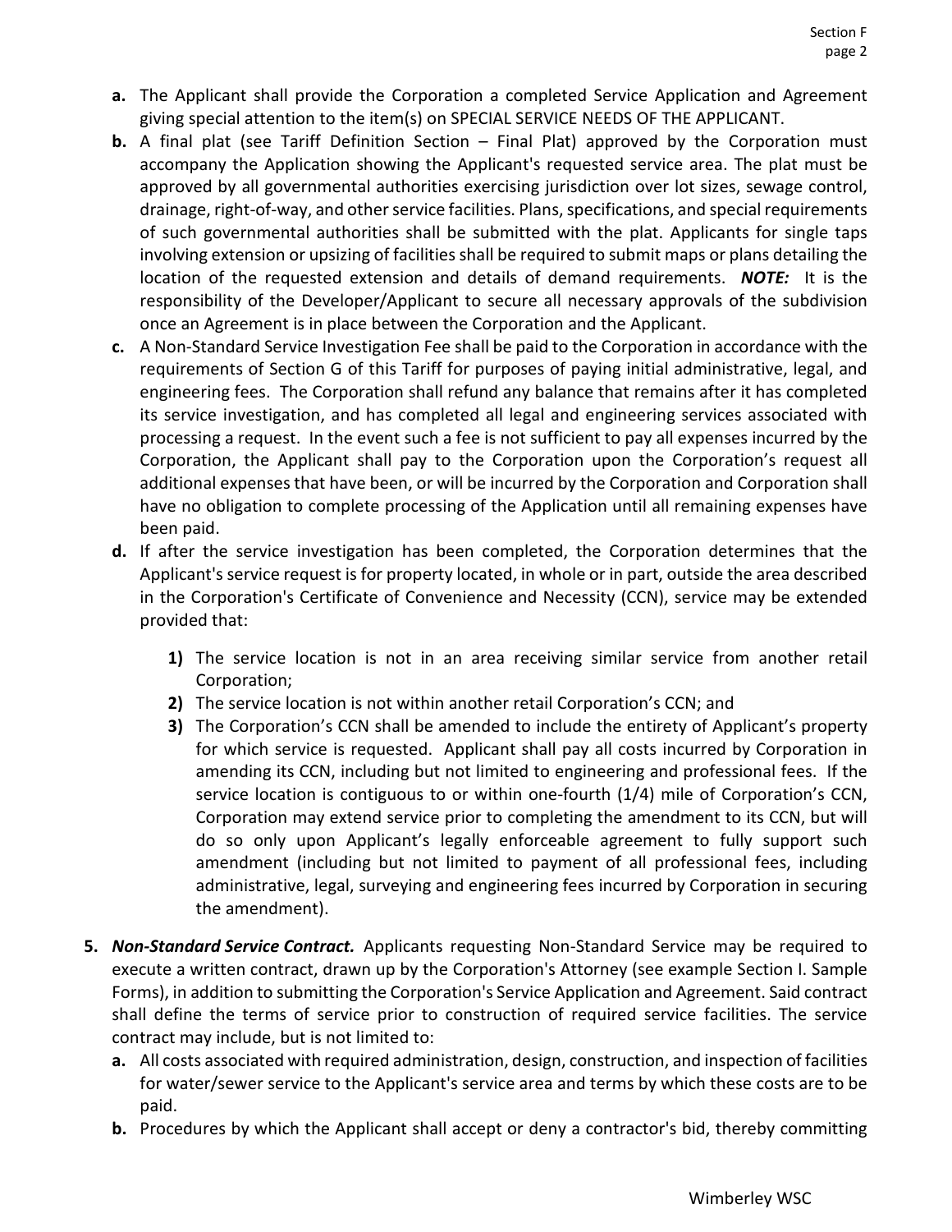**a.** The Applicant shall provide the Corporation a completed Service Application and Agreement giving special attention to the item(s) on SPECIAL SERVICE NEEDS OF THE APPLICANT.

**b.** A final plat (see Tariff Definition Section – Final Plat) approved by the Corporation must accompany the Application showing the Applicant's requested service area. The plat must be approved by all governmental authorities exercising jurisdiction over lot sizes, sewage control, drainage, right-of-way, and other service facilities. Plans, specifications, and special requirements of such governmental authorities shall be submitted with the plat. Applicants for single taps involving extension or upsizing of facilities shall be required to submit maps or plans detailing the location of the requested extension and details of demand requirements. ***NOTE:*** It is the responsibility of the Developer/Applicant to secure all necessary approvals of the subdivision once an Agreement is in place between the Corporation and the Applicant.

**c.** A Non-Standard Service Investigation Fee shall be paid to the Corporation in accordance with the requirements of Section G of this Tariff for purposes of paying initial administrative, legal, and engineering fees. The Corporation shall refund any balance that remains after it has completed its service investigation, and has completed all legal and engineering services associated with processing a request. In the event such a fee is not sufficient to pay all expenses incurred by the Corporation, the Applicant shall pay to the Corporation upon the Corporation's request all additional expenses that have been, or will be incurred by the Corporation and Corporation shall have no obligation to complete processing of the Application until all remaining expenses have been paid.

**d.** If after the service investigation has been completed, the Corporation determines that the Applicant's service request is for property located, in whole or in part, outside the area described in the Corporation's Certificate of Convenience and Necessity (CCN), service may be extended provided that:

   **1)** The service location is not in an area receiving similar service from another retail Corporation;

   **2)** The service location is not within another retail Corporation's CCN; and

   **3)** The Corporation's CCN shall be amended to include the entirety of Applicant's property for which service is requested. Applicant shall pay all costs incurred by Corporation in amending its CCN, including but not limited to engineering and professional fees. If the service location is contiguous to or within one-fourth (1/4) mile of Corporation's CCN, Corporation may extend service prior to completing the amendment to its CCN, but will do so only upon Applicant's legally enforceable agreement to fully support such amendment (including but not limited to payment of all professional fees, including administrative, legal, surveying and engineering fees incurred by Corporation in securing the amendment).

**5.** ***Non-Standard Service Contract.*** Applicants requesting Non-Standard Service may be required to execute a written contract, drawn up by the Corporation's Attorney (see example Section I. Sample Forms), in addition to submitting the Corporation's Service Application and Agreement. Said contract shall define the terms of service prior to construction of required service facilities. The service contract may include, but is not limited to:

**a.** All costs associated with required administration, design, construction, and inspection of facilities for water/sewer service to the Applicant's service area and terms by which these costs are to be paid.

**b.** Procedures by which the Applicant shall accept or deny a contractor's bid, thereby committing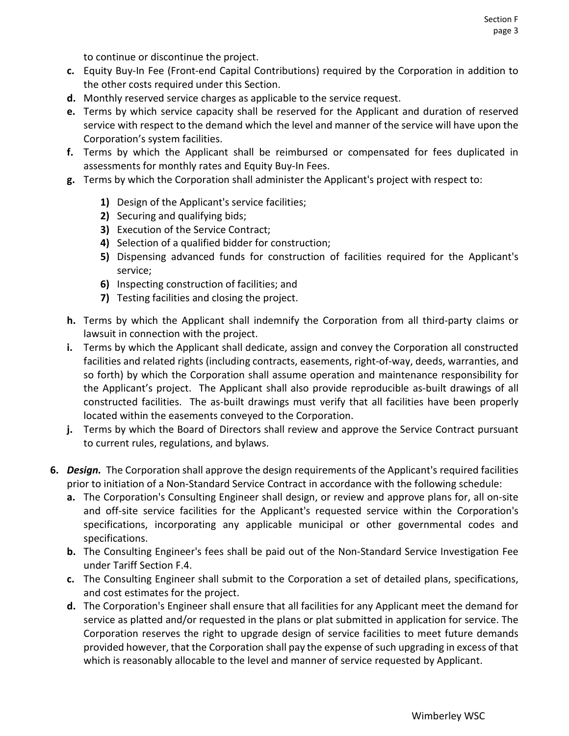to continue or discontinue the project.

- **c.** Equity Buy-In Fee (Front-end Capital Contributions) required by the Corporation in addition to the other costs required under this Section.
- **d.** Monthly reserved service charges as applicable to the service request.
- **e.** Terms by which service capacity shall be reserved for the Applicant and duration of reserved service with respect to the demand which the level and manner of the service will have upon the Corporation's system facilities.
- **f.** Terms by which the Applicant shall be reimbursed or compensated for fees duplicated in assessments for monthly rates and Equity Buy-In Fees.
- **g.** Terms by which the Corporation shall administer the Applicant's project with respect to:
  - **1)** Design of the Applicant's service facilities;
  - **2)** Securing and qualifying bids;
  - **3)** Execution of the Service Contract;
  - **4)** Selection of a qualified bidder for construction;
  - **5)** Dispensing advanced funds for construction of facilities required for the Applicant's service;
  - **6)** Inspecting construction of facilities; and
  - **7)** Testing facilities and closing the project.
- **h.** Terms by which the Applicant shall indemnify the Corporation from all third-party claims or lawsuit in connection with the project.
- **i.** Terms by which the Applicant shall dedicate, assign and convey the Corporation all constructed facilities and related rights (including contracts, easements, right-of-way, deeds, warranties, and so forth) by which the Corporation shall assume operation and maintenance responsibility for the Applicant's project. The Applicant shall also provide reproducible as-built drawings of all constructed facilities. The as-built drawings must verify that all facilities have been properly located within the easements conveyed to the Corporation.
- **j.** Terms by which the Board of Directors shall review and approve the Service Contract pursuant to current rules, regulations, and bylaws.

**6.** ***Design.*** The Corporation shall approve the design requirements of the Applicant's required facilities prior to initiation of a Non-Standard Service Contract in accordance with the following schedule:

- **a.** The Corporation's Consulting Engineer shall design, or review and approve plans for, all on-site and off-site service facilities for the Applicant's requested service within the Corporation's specifications, incorporating any applicable municipal or other governmental codes and specifications.
- **b.** The Consulting Engineer's fees shall be paid out of the Non-Standard Service Investigation Fee under Tariff Section F.4.
- **c.** The Consulting Engineer shall submit to the Corporation a set of detailed plans, specifications, and cost estimates for the project.
- **d.** The Corporation's Engineer shall ensure that all facilities for any Applicant meet the demand for service as platted and/or requested in the plans or plat submitted in application for service. The Corporation reserves the right to upgrade design of service facilities to meet future demands provided however, that the Corporation shall pay the expense of such upgrading in excess of that which is reasonably allocable to the level and manner of service requested by Applicant.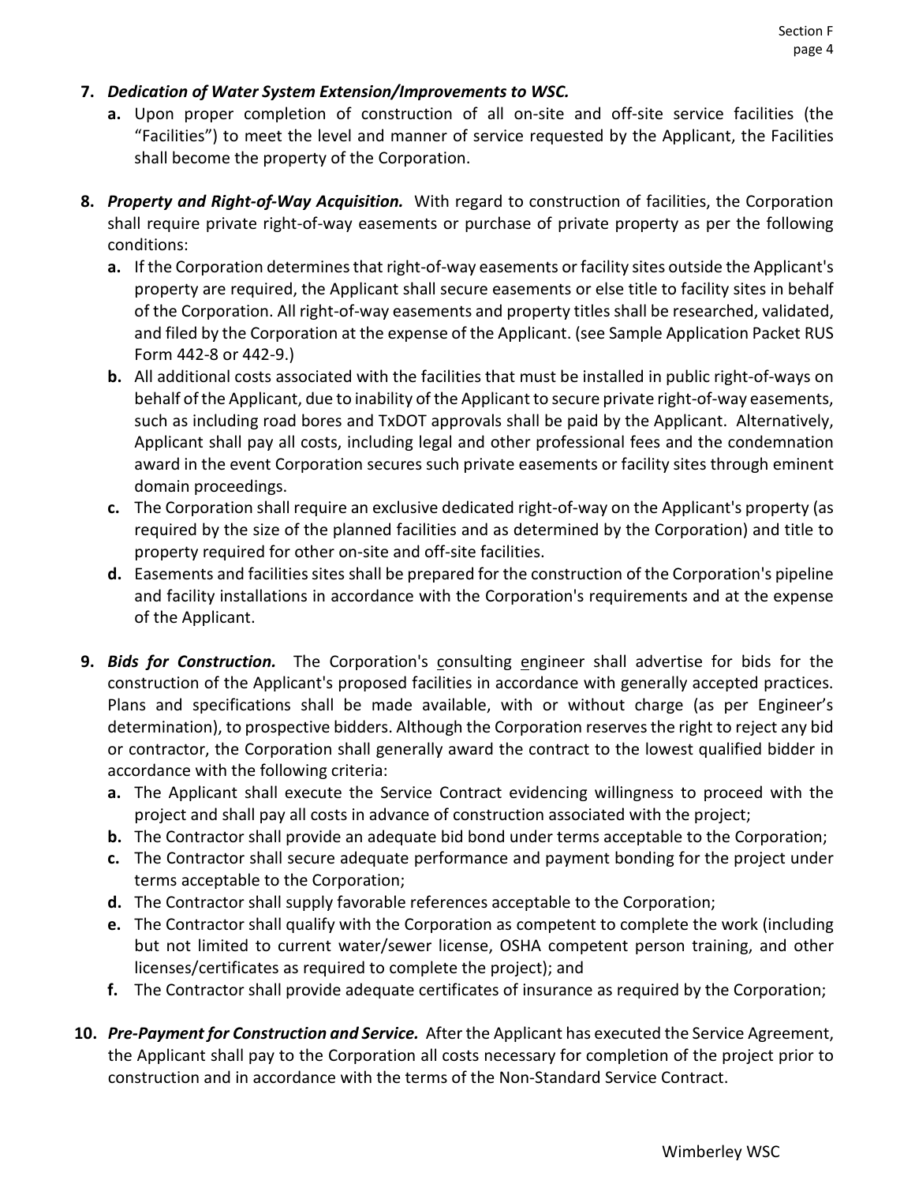7. ***Dedication of Water System Extension/Improvements to WSC.***
   - **a.** Upon proper completion of construction of all on-site and off-site service facilities (the "Facilities") to meet the level and manner of service requested by the Applicant, the Facilities shall become the property of the Corporation.

8. ***Property and Right-of-Way Acquisition.*** With regard to construction of facilities, the Corporation shall require private right-of-way easements or purchase of private property as per the following conditions:
   - **a.** If the Corporation determines that right-of-way easements or facility sites outside the Applicant's property are required, the Applicant shall secure easements or else title to facility sites in behalf of the Corporation. All right-of-way easements and property titles shall be researched, validated, and filed by the Corporation at the expense of the Applicant. (see Sample Application Packet RUS Form 442-8 or 442-9.)
   - **b.** All additional costs associated with the facilities that must be installed in public right-of-ways on behalf of the Applicant, due to inability of the Applicant to secure private right-of-way easements, such as including road bores and TxDOT approvals shall be paid by the Applicant. Alternatively, Applicant shall pay all costs, including legal and other professional fees and the condemnation award in the event Corporation secures such private easements or facility sites through eminent domain proceedings.
   - **c.** The Corporation shall require an exclusive dedicated right-of-way on the Applicant's property (as required by the size of the planned facilities and as determined by the Corporation) and title to property required for other on-site and off-site facilities.
   - **d.** Easements and facilities sites shall be prepared for the construction of the Corporation's pipeline and facility installations in accordance with the Corporation's requirements and at the expense of the Applicant.

9. ***Bids for Construction.*** The Corporation's consulting engineer shall advertise for bids for the construction of the Applicant's proposed facilities in accordance with generally accepted practices. Plans and specifications shall be made available, with or without charge (as per Engineer's determination), to prospective bidders. Although the Corporation reserves the right to reject any bid or contractor, the Corporation shall generally award the contract to the lowest qualified bidder in accordance with the following criteria:
   - **a.** The Applicant shall execute the Service Contract evidencing willingness to proceed with the project and shall pay all costs in advance of construction associated with the project;
   - **b.** The Contractor shall provide an adequate bid bond under terms acceptable to the Corporation;
   - **c.** The Contractor shall secure adequate performance and payment bonding for the project under terms acceptable to the Corporation;
   - **d.** The Contractor shall supply favorable references acceptable to the Corporation;
   - **e.** The Contractor shall qualify with the Corporation as competent to complete the work (including but not limited to current water/sewer license, OSHA competent person training, and other licenses/certificates as required to complete the project); and
   - **f.** The Contractor shall provide adequate certificates of insurance as required by the Corporation;

10. ***Pre-Payment for Construction and Service.*** After the Applicant has executed the Service Agreement, the Applicant shall pay to the Corporation all costs necessary for completion of the project prior to construction and in accordance with the terms of the Non-Standard Service Contract.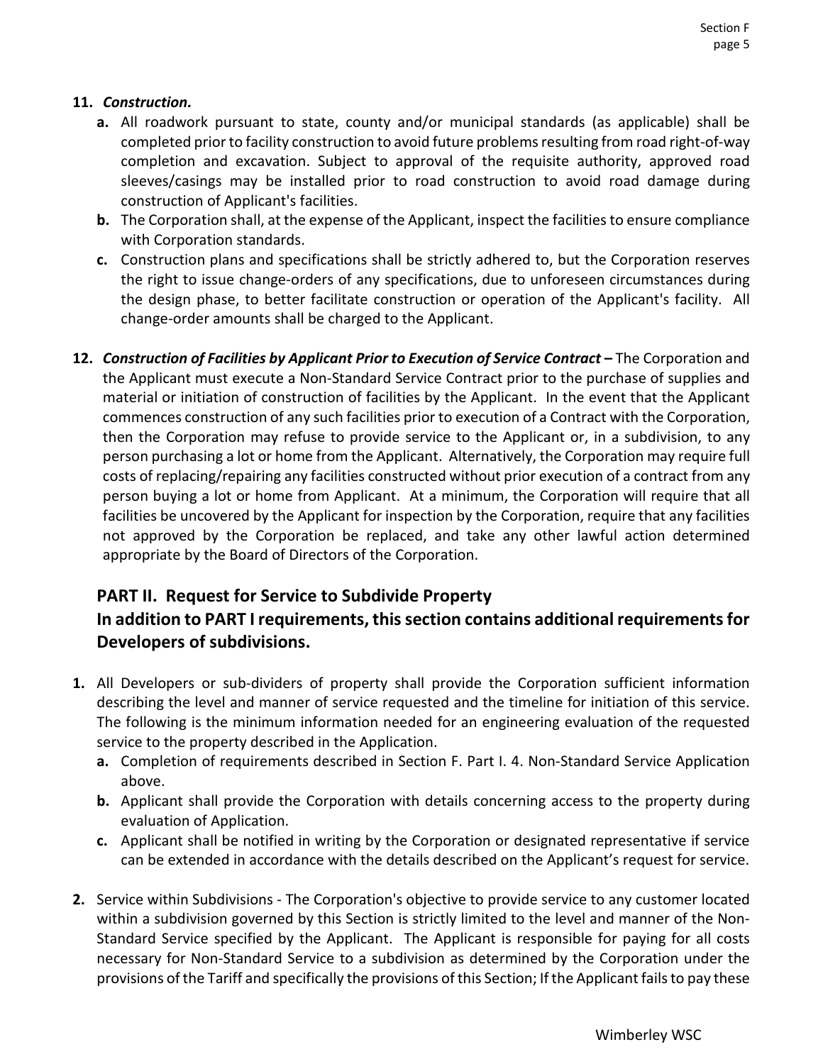11. ***Construction.***
    - **a.** All roadwork pursuant to state, county and/or municipal standards (as applicable) shall be completed prior to facility construction to avoid future problems resulting from road right-of-way completion and excavation. Subject to approval of the requisite authority, approved road sleeves/casings may be installed prior to road construction to avoid road damage during construction of Applicant's facilities.
    - **b.** The Corporation shall, at the expense of the Applicant, inspect the facilities to ensure compliance with Corporation standards.
    - **c.** Construction plans and specifications shall be strictly adhered to, but the Corporation reserves the right to issue change-orders of any specifications, due to unforeseen circumstances during the design phase, to better facilitate construction or operation of the Applicant's facility. All change-order amounts shall be charged to the Applicant.

12. ***Construction of Facilities by Applicant Prior to Execution of Service Contract –*** The Corporation and the Applicant must execute a Non-Standard Service Contract prior to the purchase of supplies and material or initiation of construction of facilities by the Applicant. In the event that the Applicant commences construction of any such facilities prior to execution of a Contract with the Corporation, then the Corporation may refuse to provide service to the Applicant or, in a subdivision, to any person purchasing a lot or home from the Applicant. Alternatively, the Corporation may require full costs of replacing/repairing any facilities constructed without prior execution of a contract from any person buying a lot or home from Applicant. At a minimum, the Corporation will require that all facilities be uncovered by the Applicant for inspection by the Corporation, require that any facilities not approved by the Corporation be replaced, and take any other lawful action determined appropriate by the Board of Directors of the Corporation.

## PART II. Request for Service to Subdivide Property
## In addition to PART I requirements, this section contains additional requirements for Developers of subdivisions.

1. All Developers or sub-dividers of property shall provide the Corporation sufficient information describing the level and manner of service requested and the timeline for initiation of this service. The following is the minimum information needed for an engineering evaluation of the requested service to the property described in the Application.
    - **a.** Completion of requirements described in Section F. Part I. 4. Non-Standard Service Application above.
    - **b.** Applicant shall provide the Corporation with details concerning access to the property during evaluation of Application.
    - **c.** Applicant shall be notified in writing by the Corporation or designated representative if service can be extended in accordance with the details described on the Applicant's request for service.

2. Service within Subdivisions - The Corporation's objective to provide service to any customer located within a subdivision governed by this Section is strictly limited to the level and manner of the Non-Standard Service specified by the Applicant. The Applicant is responsible for paying for all costs necessary for Non-Standard Service to a subdivision as determined by the Corporation under the provisions of the Tariff and specifically the provisions of this Section; If the Applicant fails to pay these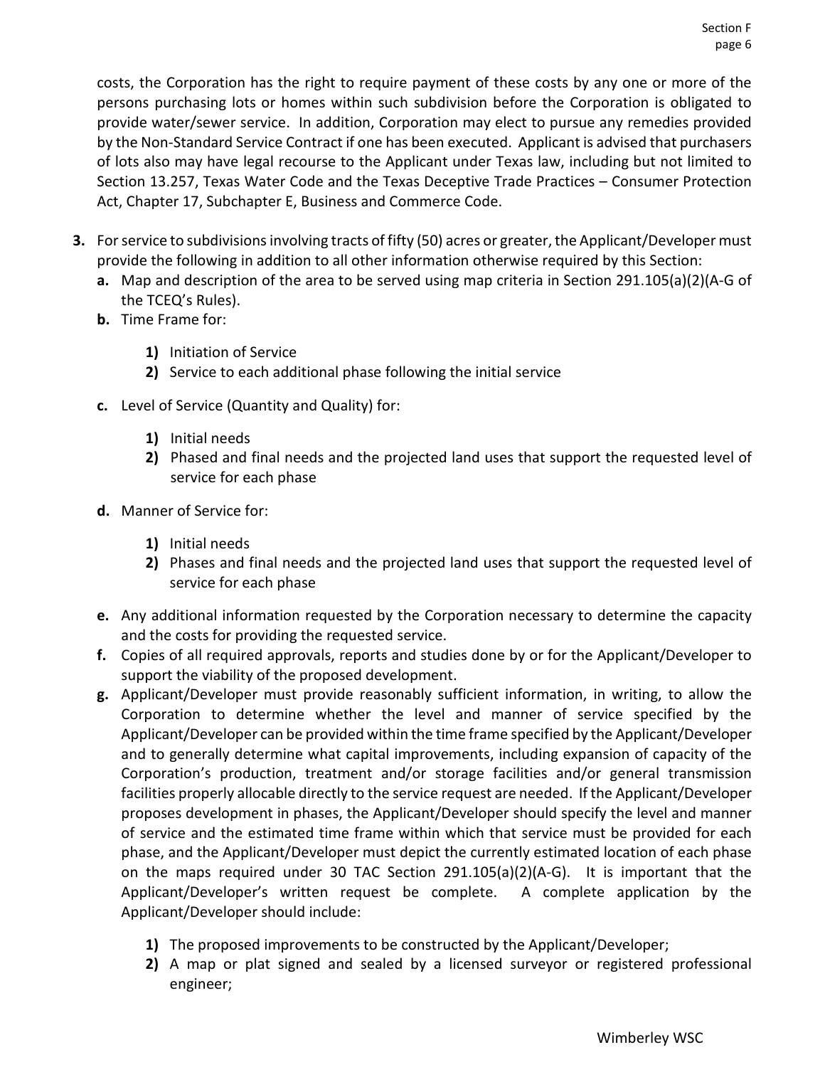costs, the Corporation has the right to require payment of these costs by any one or more of the persons purchasing lots or homes within such subdivision before the Corporation is obligated to provide water/sewer service. In addition, Corporation may elect to pursue any remedies provided by the Non-Standard Service Contract if one has been executed. Applicant is advised that purchasers of lots also may have legal recourse to the Applicant under Texas law, including but not limited to Section 13.257, Texas Water Code and the Texas Deceptive Trade Practices – Consumer Protection Act, Chapter 17, Subchapter E, Business and Commerce Code.

**3.** For service to subdivisions involving tracts of fifty (50) acres or greater, the Applicant/Developer must provide the following in addition to all other information otherwise required by this Section:

**a.** Map and description of the area to be served using map criteria in Section 291.105(a)(2)(A-G of the TCEQ's Rules).

**b.** Time Frame for:

- **1)** Initiation of Service
- **2)** Service to each additional phase following the initial service

**c.** Level of Service (Quantity and Quality) for:

- **1)** Initial needs
- **2)** Phased and final needs and the projected land uses that support the requested level of service for each phase

**d.** Manner of Service for:

- **1)** Initial needs
- **2)** Phases and final needs and the projected land uses that support the requested level of service for each phase

**e.** Any additional information requested by the Corporation necessary to determine the capacity and the costs for providing the requested service.

**f.** Copies of all required approvals, reports and studies done by or for the Applicant/Developer to support the viability of the proposed development.

**g.** Applicant/Developer must provide reasonably sufficient information, in writing, to allow the Corporation to determine whether the level and manner of service specified by the Applicant/Developer can be provided within the time frame specified by the Applicant/Developer and to generally determine what capital improvements, including expansion of capacity of the Corporation's production, treatment and/or storage facilities and/or general transmission facilities properly allocable directly to the service request are needed. If the Applicant/Developer proposes development in phases, the Applicant/Developer should specify the level and manner of service and the estimated time frame within which that service must be provided for each phase, and the Applicant/Developer must depict the currently estimated location of each phase on the maps required under 30 TAC Section 291.105(a)(2)(A-G). It is important that the Applicant/Developer's written request be complete. A complete application by the Applicant/Developer should include:

- **1)** The proposed improvements to be constructed by the Applicant/Developer;
- **2)** A map or plat signed and sealed by a licensed surveyor or registered professional engineer;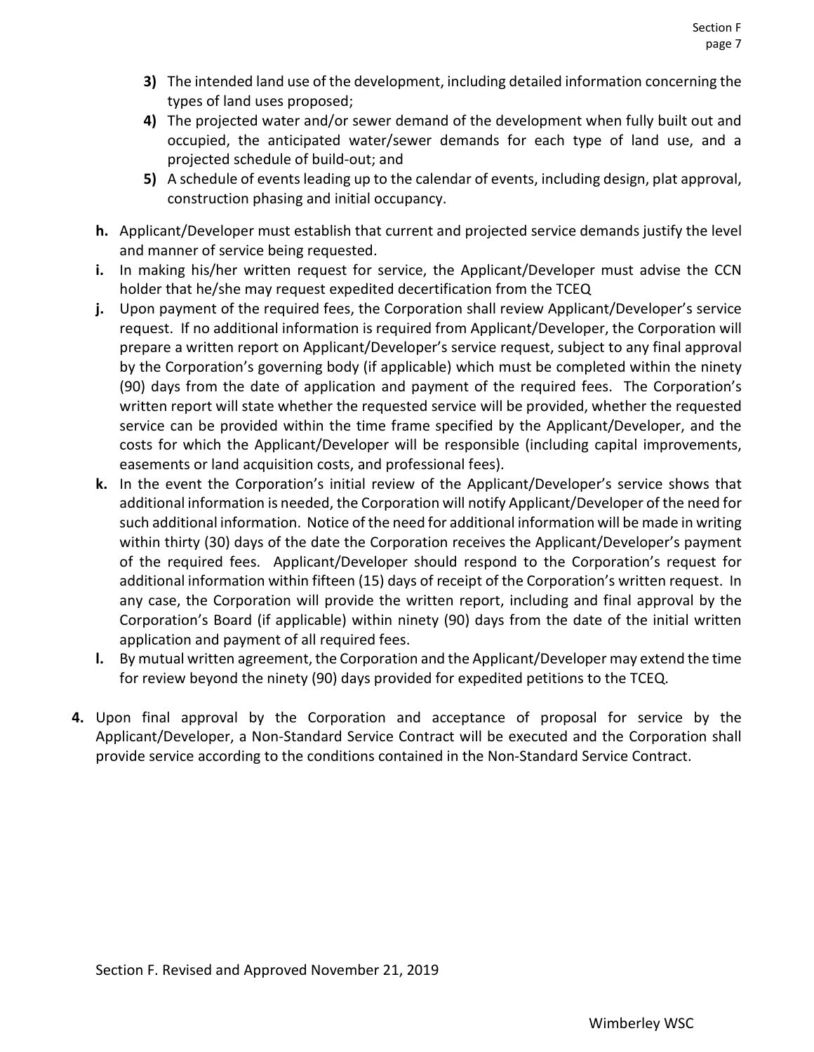3) The intended land use of the development, including detailed information concerning the types of land uses proposed;
4) The projected water and/or sewer demand of the development when fully built out and occupied, the anticipated water/sewer demands for each type of land use, and a projected schedule of build-out; and
5) A schedule of events leading up to the calendar of events, including design, plat approval, construction phasing and initial occupancy.

**h.** Applicant/Developer must establish that current and projected service demands justify the level and manner of service being requested.

**i.** In making his/her written request for service, the Applicant/Developer must advise the CCN holder that he/she may request expedited decertification from the TCEQ

**j.** Upon payment of the required fees, the Corporation shall review Applicant/Developer's service request. If no additional information is required from Applicant/Developer, the Corporation will prepare a written report on Applicant/Developer's service request, subject to any final approval by the Corporation's governing body (if applicable) which must be completed within the ninety (90) days from the date of application and payment of the required fees. The Corporation's written report will state whether the requested service will be provided, whether the requested service can be provided within the time frame specified by the Applicant/Developer, and the costs for which the Applicant/Developer will be responsible (including capital improvements, easements or land acquisition costs, and professional fees).

**k.** In the event the Corporation's initial review of the Applicant/Developer's service shows that additional information is needed, the Corporation will notify Applicant/Developer of the need for such additional information. Notice of the need for additional information will be made in writing within thirty (30) days of the date the Corporation receives the Applicant/Developer's payment of the required fees. Applicant/Developer should respond to the Corporation's request for additional information within fifteen (15) days of receipt of the Corporation's written request. In any case, the Corporation will provide the written report, including and final approval by the Corporation's Board (if applicable) within ninety (90) days from the date of the initial written application and payment of all required fees.

**l.** By mutual written agreement, the Corporation and the Applicant/Developer may extend the time for review beyond the ninety (90) days provided for expedited petitions to the TCEQ.

**4.** Upon final approval by the Corporation and acceptance of proposal for service by the Applicant/Developer, a Non-Standard Service Contract will be executed and the Corporation shall provide service according to the conditions contained in the Non-Standard Service Contract.

Section F. Revised and Approved November 21, 2019